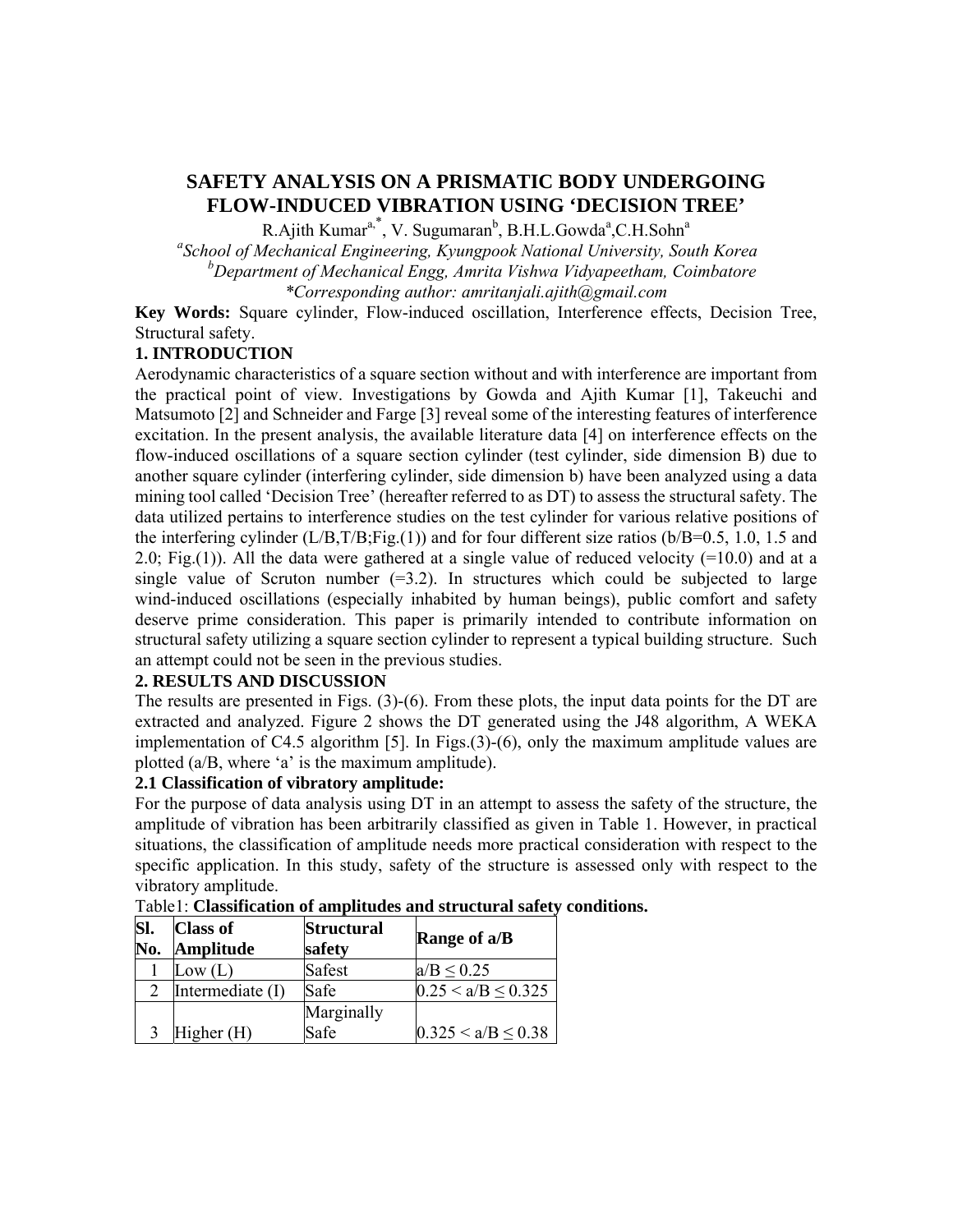# SAFETY ANALYSIS ON A PRISMATIC BODY UNDERGOING FLOW-INDUCED VIBRATION USING 'DECISION TREE'

R.Ajith Kumar[a,*], V. Sugumaran[b], B.H.L.Gowda[a], C.H.Sohn[a]

[a]*School of Mechanical Engineering, Kyungpook National University, South Korea*

[b]*Department of Mechanical Engg, Amrita Vishwa Vidyapeetham, Coimbatore*

*\*Corresponding author: amritanjali.ajith@gmail.com*

**Key Words:** Square cylinder, Flow-induced oscillation, Interference effects, Decision Tree, Structural safety.

## 1. INTRODUCTION

Aerodynamic characteristics of a square section without and with interference are important from the practical point of view. Investigations by Gowda and Ajith Kumar [1], Takeuchi and Matsumoto [2] and Schneider and Farge [3] reveal some of the interesting features of interference excitation. In the present analysis, the available literature data [4] on interference effects on the flow-induced oscillations of a square section cylinder (test cylinder, side dimension B) due to another square cylinder (interfering cylinder, side dimension b) have been analyzed using a data mining tool called 'Decision Tree' (hereafter referred to as DT) to assess the structural safety. The data utilized pertains to interference studies on the test cylinder for various relative positions of the interfering cylinder (L/B,T/B;Fig.(1)) and for four different size ratios (b/B=0.5, 1.0, 1.5 and 2.0; Fig.(1)). All the data were gathered at a single value of reduced velocity (=10.0) and at a single value of Scruton number (=3.2). In structures which could be subjected to large wind-induced oscillations (especially inhabited by human beings), public comfort and safety deserve prime consideration. This paper is primarily intended to contribute information on structural safety utilizing a square section cylinder to represent a typical building structure. Such an attempt could not be seen in the previous studies.

## 2. RESULTS AND DISCUSSION

The results are presented in Figs. (3)-(6). From these plots, the input data points for the DT are extracted and analyzed. Figure 2 shows the DT generated using the J48 algorithm, A WEKA implementation of C4.5 algorithm [5]. In Figs.(3)-(6), only the maximum amplitude values are plotted (a/B, where 'a' is the maximum amplitude).

### 2.1 Classification of vibratory amplitude:

For the purpose of data analysis using DT in an attempt to assess the safety of the structure, the amplitude of vibration has been arbitrarily classified as given in Table 1. However, in practical situations, the classification of amplitude needs more practical consideration with respect to the specific application. In this study, safety of the structure is assessed only with respect to the vibratory amplitude.

Table1: **Classification of amplitudes and structural safety conditions.**

| Sl. No. | Class of Amplitude | Structural safety | Range of a/B |
|---|---|---|---|
| 1 | Low (L) | Safest | $a/B \leq 0.25$ |
| 2 | Intermediate (I) | Safe | $0.25 < a/B \leq 0.325$ |
| 3 | Higher (H) | Marginally Safe | $0.325 < a/B \leq 0.38$ |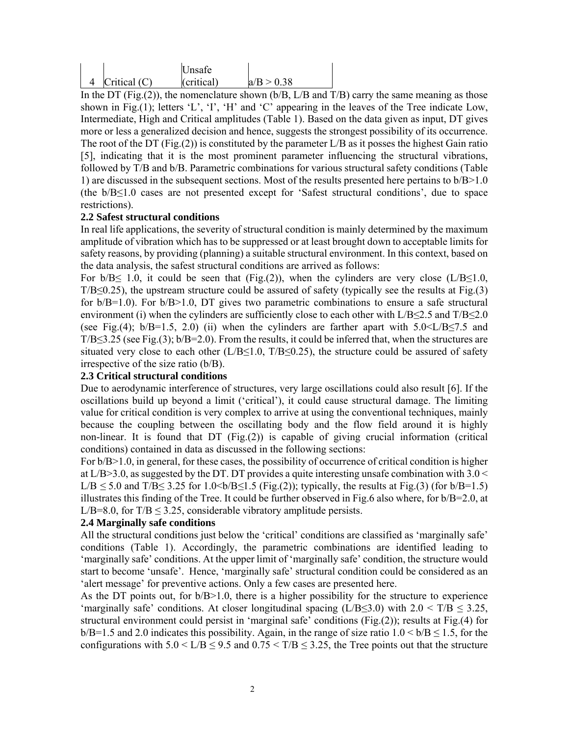| 4 | Critical (C) | Unsafe (critical) | $a/B > 0.38$ |
|---|---|---|---|

In the DT (Fig.(2)), the nomenclature shown (b/B, L/B and T/B) carry the same meaning as those shown in Fig.(1); letters 'L', 'I', 'H' and 'C' appearing in the leaves of the Tree indicate Low, Intermediate, High and Critical amplitudes (Table 1). Based on the data given as input, DT gives more or less a generalized decision and hence, suggests the strongest possibility of its occurrence. The root of the DT (Fig.(2)) is constituted by the parameter L/B as it posses the highest Gain ratio [5], indicating that it is the most prominent parameter influencing the structural vibrations, followed by T/B and b/B. Parametric combinations for various structural safety conditions (Table 1) are discussed in the subsequent sections. Most of the results presented here pertains to $b/B>1.0$ (the $b/B\leq1.0$ cases are not presented except for 'Safest structural conditions', due to space restrictions).

### 2.2 Safest structural conditions

In real life applications, the severity of structural condition is mainly determined by the maximum amplitude of vibration which has to be suppressed or at least brought down to acceptable limits for safety reasons, by providing (planning) a suitable structural environment. In this context, based on the data analysis, the safest structural conditions are arrived as follows:

For $b/B\leq 1.0$, it could be seen that (Fig.(2)), when the cylinders are very close ($L/B\leq1.0$, $T/B\leq0.25$), the upstream structure could be assured of safety (typically see the results at Fig.(3) for b/B=1.0). For $b/B>1.0$, DT gives two parametric combinations to ensure a safe structural environment (i) when the cylinders are sufficiently close to each other with $L/B\leq2.5$ and $T/B\leq2.0$ (see Fig.(4); b/B=1.5, 2.0) (ii) when the cylinders are farther apart with $5.0<L/B\leq7.5$ and $T/B\leq3.25$ (see Fig.(3); b/B=2.0). From the results, it could be inferred that, when the structures are situated very close to each other ($L/B\leq1.0$, $T/B\leq0.25$), the structure could be assured of safety irrespective of the size ratio (b/B).

### 2.3 Critical structural conditions

Due to aerodynamic interference of structures, very large oscillations could also result [6]. If the oscillations build up beyond a limit ('critical'), it could cause structural damage. The limiting value for critical condition is very complex to arrive at using the conventional techniques, mainly because the coupling between the oscillating body and the flow field around it is highly non-linear. It is found that DT (Fig.(2)) is capable of giving crucial information (critical conditions) contained in data as discussed in the following sections:

For $b/B>1.0$, in general, for these cases, the possibility of occurrence of critical condition is higher at $L/B>3.0$, as suggested by the DT. DT provides a quite interesting unsafe combination with $3.0 < L/B \leq 5.0$ and $T/B\leq 3.25$ for $1.0<b/B\leq1.5$ (Fig.(2)); typically, the results at Fig.(3) (for b/B=1.5) illustrates this finding of the Tree. It could be further observed in Fig.6 also where, for b/B=2.0, at L/B=8.0, for $T/B \leq 3.25$, considerable vibratory amplitude persists.

### 2.4 Marginally safe conditions

All the structural conditions just below the 'critical' conditions are classified as 'marginally safe' conditions (Table 1). Accordingly, the parametric combinations are identified leading to 'marginally safe' conditions. At the upper limit of 'marginally safe' condition, the structure would start to become 'unsafe'. Hence, 'marginally safe' structural condition could be considered as an 'alert message' for preventive actions. Only a few cases are presented here.

As the DT points out, for $b/B>1.0$, there is a higher possibility for the structure to experience 'marginally safe' conditions. At closer longitudinal spacing ($L/B\leq3.0$) with $2.0 < T/B \leq 3.25$, structural environment could persist in 'marginal safe' conditions (Fig.(2)); results at Fig.(4) for b/B=1.5 and 2.0 indicates this possibility. Again, in the range of size ratio $1.0 < b/B \leq 1.5$, for the configurations with $5.0 < L/B \leq 9.5$ and $0.75 < T/B \leq 3.25$, the Tree points out that the structure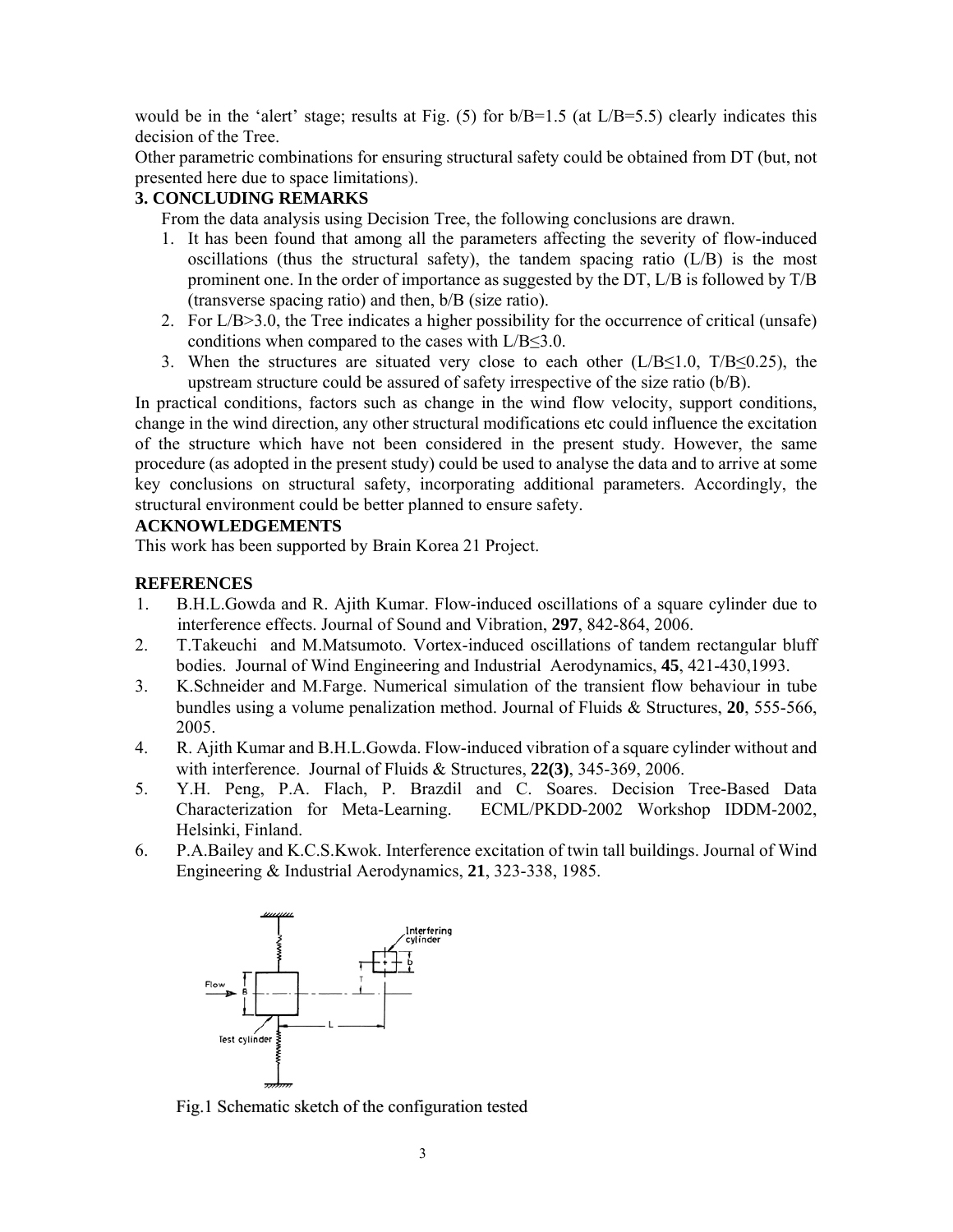would be in the 'alert' stage; results at Fig. (5) for b/B=1.5 (at L/B=5.5) clearly indicates this decision of the Tree.

Other parametric combinations for ensuring structural safety could be obtained from DT (but, not presented here due to space limitations).

## 3. CONCLUDING REMARKS

From the data analysis using Decision Tree, the following conclusions are drawn.

1. It has been found that among all the parameters affecting the severity of flow-induced oscillations (thus the structural safety), the tandem spacing ratio (L/B) is the most prominent one. In the order of importance as suggested by the DT, L/B is followed by T/B (transverse spacing ratio) and then, b/B (size ratio).
2. For L/B>3.0, the Tree indicates a higher possibility for the occurrence of critical (unsafe) conditions when compared to the cases with L/B≤3.0.
3. When the structures are situated very close to each other (L/B≤1.0, T/B≤0.25), the upstream structure could be assured of safety irrespective of the size ratio (b/B).

In practical conditions, factors such as change in the wind flow velocity, support conditions, change in the wind direction, any other structural modifications etc could influence the excitation of the structure which have not been considered in the present study. However, the same procedure (as adopted in the present study) could be used to analyse the data and to arrive at some key conclusions on structural safety, incorporating additional parameters. Accordingly, the structural environment could be better planned to ensure safety.

## ACKNOWLEDGEMENTS

This work has been supported by Brain Korea 21 Project.

## REFERENCES

1. B.H.L.Gowda and R. Ajith Kumar. Flow-induced oscillations of a square cylinder due to interference effects. Journal of Sound and Vibration, **297**, 842-864, 2006.
2. T.Takeuchi and M.Matsumoto. Vortex-induced oscillations of tandem rectangular bluff bodies. Journal of Wind Engineering and Industrial Aerodynamics, **45**, 421-430,1993.
3. K.Schneider and M.Farge. Numerical simulation of the transient flow behaviour in tube bundles using a volume penalization method. Journal of Fluids & Structures, **20**, 555-566, 2005.
4. R. Ajith Kumar and B.H.L.Gowda. Flow-induced vibration of a square cylinder without and with interference. Journal of Fluids & Structures, **22(3)**, 345-369, 2006.
5. Y.H. Peng, P.A. Flach, P. Brazdil and C. Soares. Decision Tree-Based Data Characterization for Meta-Learning. ECML/PKDD-2002 Workshop IDDM-2002, Helsinki, Finland.
6. P.A.Bailey and K.C.S.Kwok. Interference excitation of twin tall buildings. Journal of Wind Engineering & Industrial Aerodynamics, **21**, 323-338, 1985.

Fig.1 Schematic sketch of the configuration tested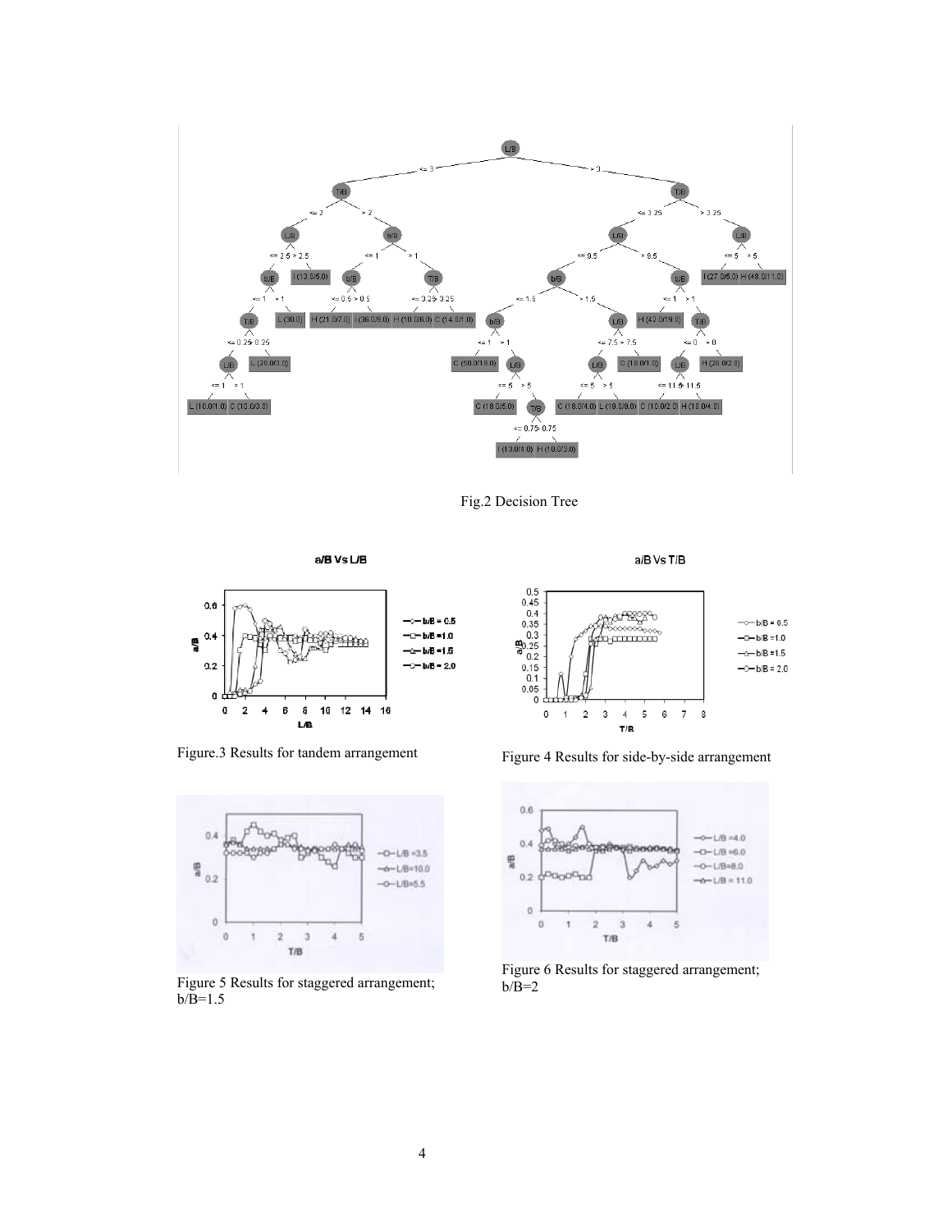L/B

<= 3

> 3

T/B

<= 2

> 2

L/B

<= 2.5

> 2.5

I (13.0/5.0)

b/B

<= 1

> 1

L (30.0)

T/B

<= 0.25

> 0.25

L (26.0/3.0)

L/B

<= 1

> 1

L (10.0/1.0)

C (10.0/3.0)

b/B

<= 1

> 1

b/B

<= 0.5

> 0.5

H (21.0/7.0)

I (36.0/9.0)

T/B

<= 3.25

> 3.25

H (10.0/6.0)

C (14.0/1.0)

T/B

<= 3.25

> 3.25

L/B

<= 9.5

> 9.5

b/B

<= 1.5

> 1.5

b/B

<= 1

> 1

C (50.0/19.0)

L/B

<= 5

> 5

C (18.0/5.0)

T/B

<= 0.75

> 0.75

I (13.0/4.0)

H (10.0/3.0)

L/B

<= 7.5

> 7.5

L/B

<= 5

> 5

C (18.0/4.0)

L (19.0/9.0)

C (18.0/1.0)

b/B

<= 1

> 1

H (42.0/19.0)

T/B

<= 0

> 0

L/B

<= 11.5

> 11.5

C (10.0/2.0)

H (10.0/4.0)

H (26.0/2.0)

L/B

<= 5

> 5

I (27.0/6.0)

H (48.0/11.0)

Fig.2 Decision Tree

a/B Vs L/B

a/B

L/B

0 2 4 6 8 10 12 14 16

0 0.2 0.4 0.6

b/B = 0.5

b/B =1.0

b/B =1.5

b/B = 2.0

Figure.3 Results for tandem arrangement

a/B Vs T/B

a/B

T/B

0 1 2 3 4 5 6 7 8

0 0.05 0.1 0.15 0.2 0.25 0.3 0.35 0.4 0.45 0.5

b/B = 0.5

b/B =1.0

b/B =1.5

b/B = 2.0

Figure 4 Results for side-by-side arrangement

a/B

T/B

0 1 2 3 4 5

0 0.2 0.4

L/B =3.5

L/B=10.0

L/B=5.5

Figure 5 Results for staggered arrangement; b/B=1.5

a/B

T/B

0 1 2 3 4 5

0 0.2 0.4 0.6

L/B =4.0

L/B =6.0

L/B=8.0

L/B = 11.0

Figure 6 Results for staggered arrangement; b/B=2